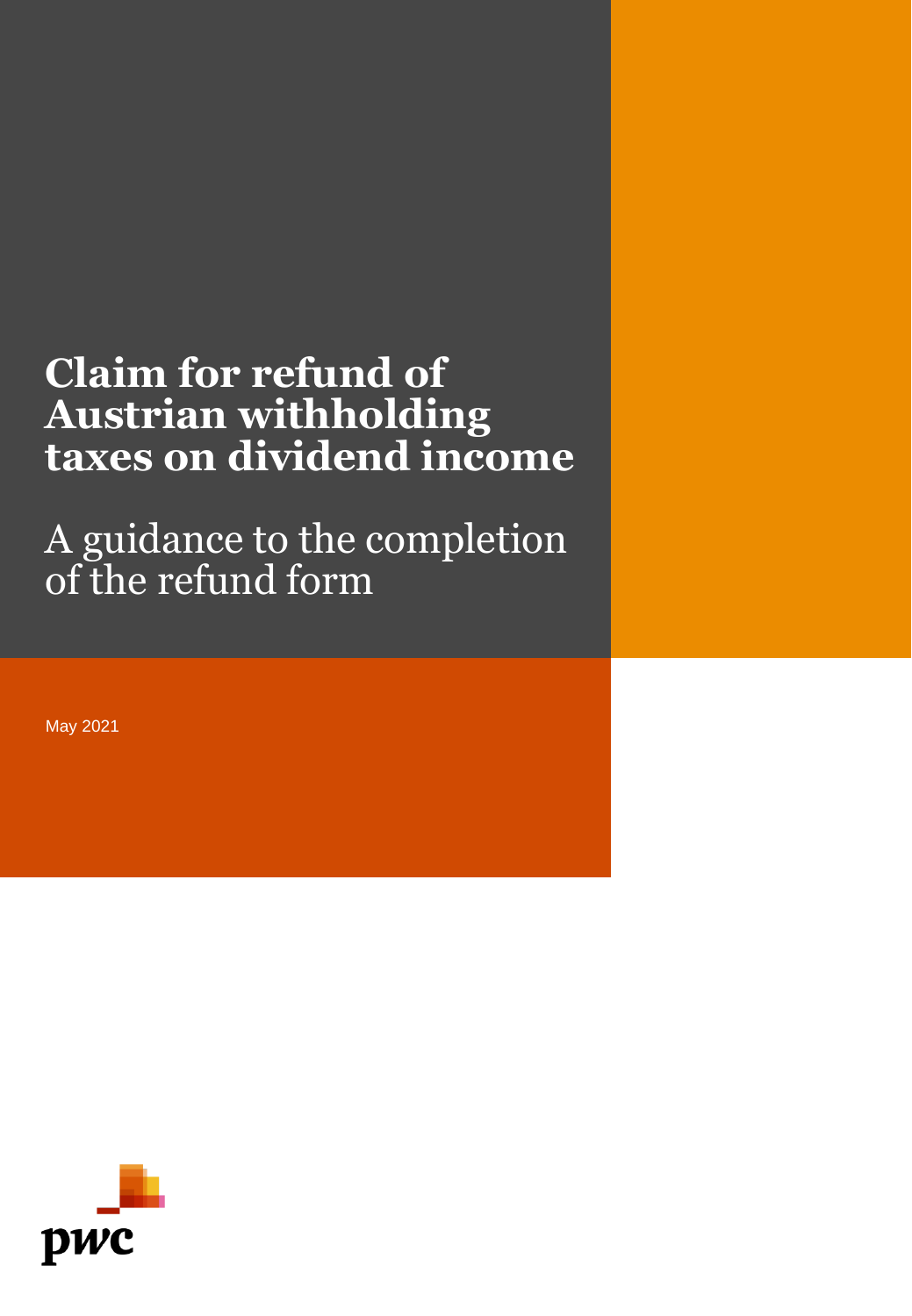# Claim for refund of Austrian withholding taxes on dividend income

## A guidance to the completion of the refund form

May 2021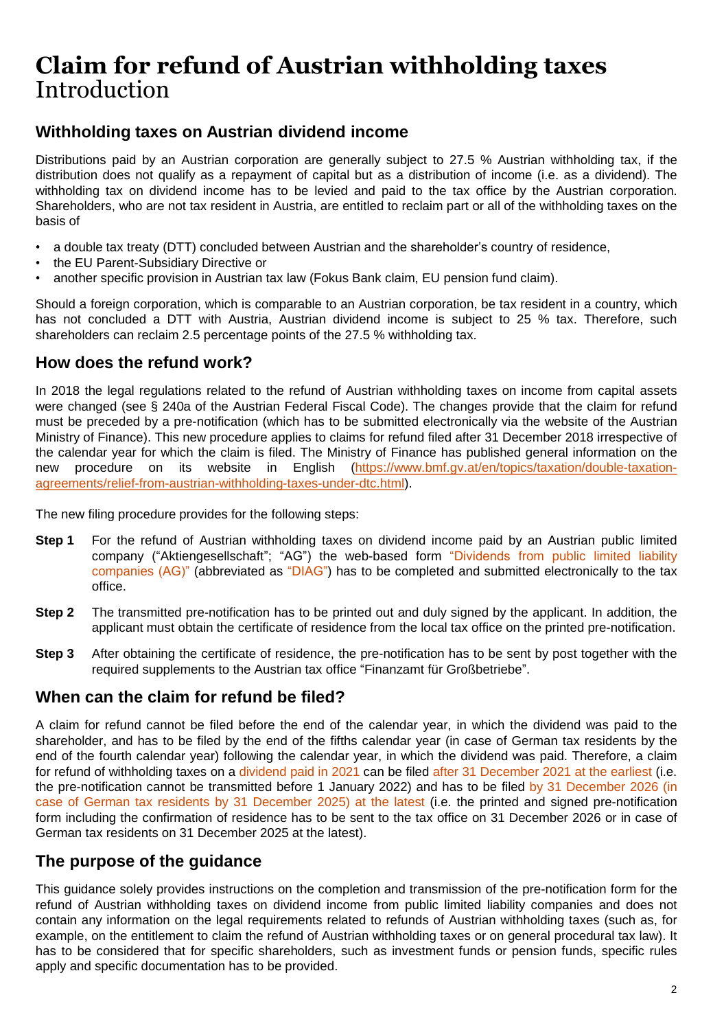# Claim for refund of Austrian withholding taxes
Introduction

## Withholding taxes on Austrian dividend income

Distributions paid by an Austrian corporation are generally subject to 27.5 % Austrian withholding tax, if the distribution does not qualify as a repayment of capital but as a distribution of income (i.e. as a dividend). The withholding tax on dividend income has to be levied and paid to the tax office by the Austrian corporation. Shareholders, who are not tax resident in Austria, are entitled to reclaim part or all of the withholding taxes on the basis of

- a double tax treaty (DTT) concluded between Austrian and the shareholder's country of residence,
- the EU Parent-Subsidiary Directive or
- another specific provision in Austrian tax law (Fokus Bank claim, EU pension fund claim).

Should a foreign corporation, which is comparable to an Austrian corporation, be tax resident in a country, which has not concluded a DTT with Austria, Austrian dividend income is subject to 25 % tax. Therefore, such shareholders can reclaim 2.5 percentage points of the 27.5 % withholding tax.

## How does the refund work?

In 2018 the legal regulations related to the refund of Austrian withholding taxes on income from capital assets were changed (see § 240a of the Austrian Federal Fiscal Code). The changes provide that the claim for refund must be preceded by a pre-notification (which has to be submitted electronically via the website of the Austrian Ministry of Finance). This new procedure applies to claims for refund filed after 31 December 2018 irrespective of the calendar year for which the claim is filed. The Ministry of Finance has published general information on the new procedure on its website in English (https://www.bmf.gv.at/en/topics/taxation/double-taxation-agreements/relief-from-austrian-withholding-taxes-under-dtc.html).

The new filing procedure provides for the following steps:

**Step 1** For the refund of Austrian withholding taxes on dividend income paid by an Austrian public limited company ("Aktiengesellschaft"; "AG") the web-based form "Dividends from public limited liability companies (AG)" (abbreviated as "DIAG") has to be completed and submitted electronically to the tax office.

**Step 2** The transmitted pre-notification has to be printed out and duly signed by the applicant. In addition, the applicant must obtain the certificate of residence from the local tax office on the printed pre-notification.

**Step 3** After obtaining the certificate of residence, the pre-notification has to be sent by post together with the required supplements to the Austrian tax office "Finanzamt für Großbetriebe".

## When can the claim for refund be filed?

A claim for refund cannot be filed before the end of the calendar year, in which the dividend was paid to the shareholder, and has to be filed by the end of the fifths calendar year (in case of German tax residents by the end of the fourth calendar year) following the calendar year, in which the dividend was paid. Therefore, a claim for refund of withholding taxes on a dividend paid in 2021 can be filed after 31 December 2021 at the earliest (i.e. the pre-notification cannot be transmitted before 1 January 2022) and has to be filed by 31 December 2026 (in case of German tax residents by 31 December 2025) at the latest (i.e. the printed and signed pre-notification form including the confirmation of residence has to be sent to the tax office on 31 December 2026 or in case of German tax residents on 31 December 2025 at the latest).

## The purpose of the guidance

This guidance solely provides instructions on the completion and transmission of the pre-notification form for the refund of Austrian withholding taxes on dividend income from public limited liability companies and does not contain any information on the legal requirements related to refunds of Austrian withholding taxes (such as, for example, on the entitlement to claim the refund of Austrian withholding taxes or on general procedural tax law). It has to be considered that for specific shareholders, such as investment funds or pension funds, specific rules apply and specific documentation has to be provided.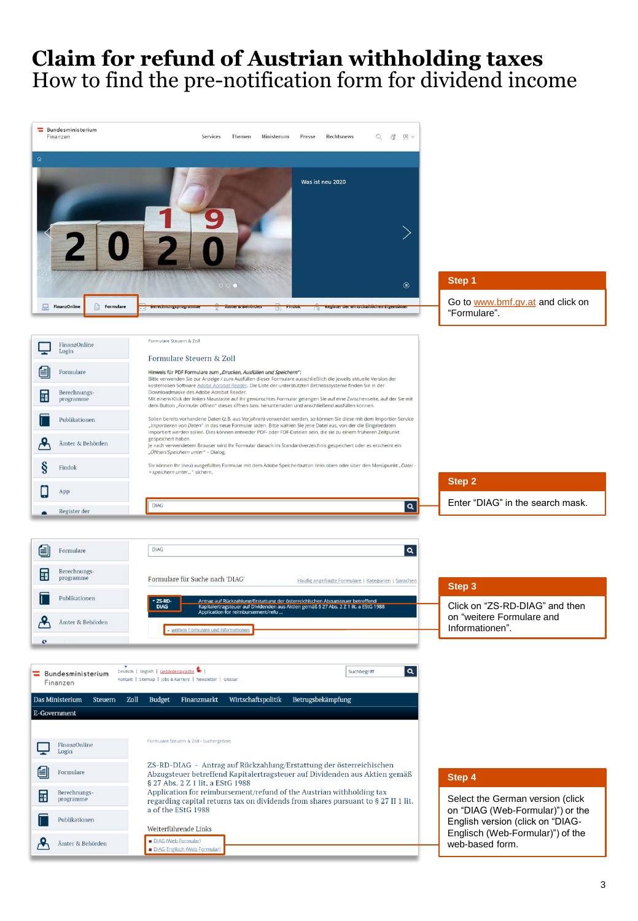# Claim for refund of Austrian withholding taxes

## How to find the pre-notification form for dividend income

**Step 1**

Go to www.bmf.gv.at and click on "Formulare".

**Step 2**

Enter "DIAG" in the search mask.

**Step 3**

Click on "ZS-RD-DIAG" and then on "weitere Formulare und Informationen".

**Step 4**

Select the German version (click on "DIAG (Web-Formular)") or the English version (click on "DIAG-Englisch (Web-Formular)") of the web-based form.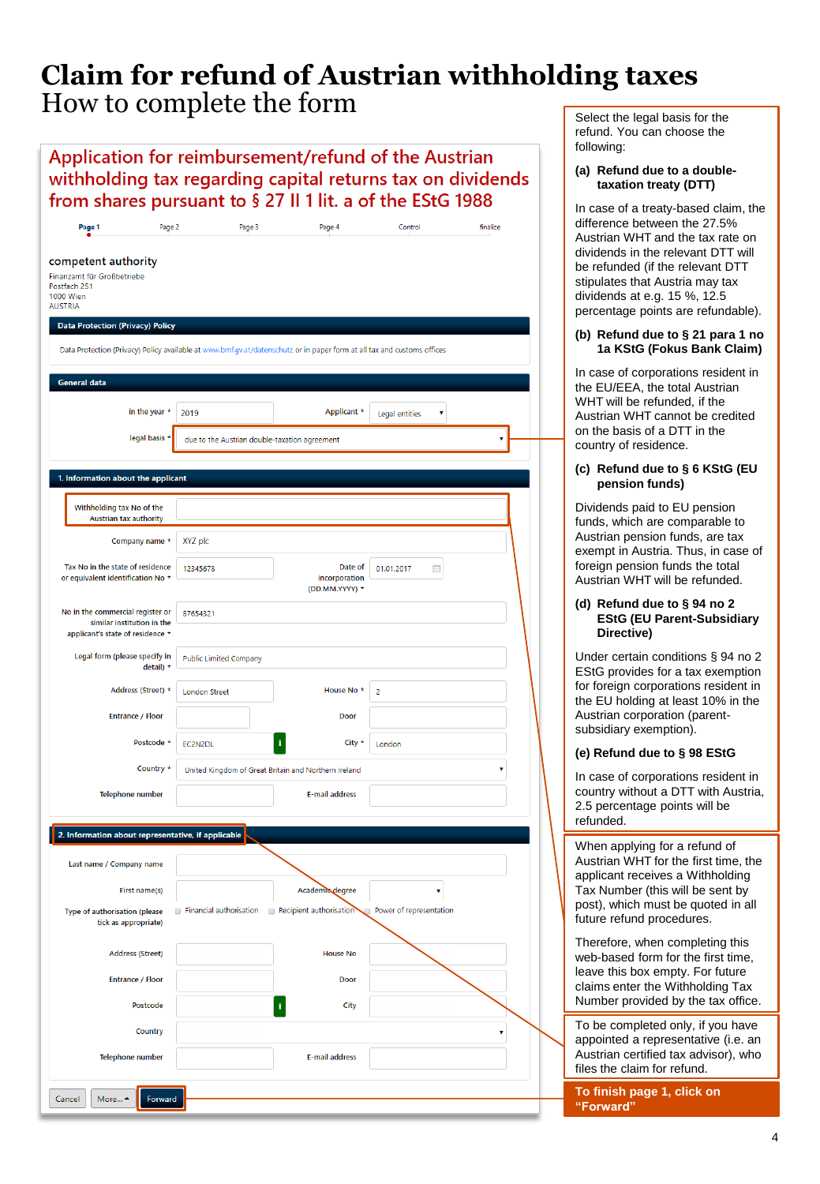# Claim for refund of Austrian withholding taxes

## How to complete the form

### Application for reimbursement/refund of the Austrian withholding tax regarding capital returns tax on dividends from shares pursuant to § 27 II 1 lit. a of the EStG 1988

Page 1 · Page 2 · Page 3 · Page 4 · Control · finalize

**competent authority**

Finanzamt für Großbetriebe
Postfach 251
1000 Wien
AUSTRIA

**Data Protection (Privacy) Policy**

Data Protection (Privacy) Policy available at www.bmf.gv.at/datenschutz or in paper form at all tax and customs offices

**General data**

| | | | |
|---|---|---|---|
| in the year * | 2019 | Applicant * | Legal entities |
| legal basis * | due to the Austrian double-taxation agreement | | |

**1. Information about the applicant**

| | | | |
|---|---|---|---|
| Withholding tax No of the Austrian tax authority | | | |
| Company name * | XYZ plc | | |
| Tax No in the state of residence or equivalent identification No * | 12345678 | Date of incorporation (DD.MM.YYYY) * | 01.01.2017 |
| No in the commercial register or similar institution in the applicant's state of residence * | 87654321 | | |
| Legal form (please specify in detail) * | Public Limited Company | | |
| Address (Street) * | London Street | House No * | 2 |
| Entrance / Floor | | Door | |
| Postcode * | EC2N2DL | City * | London |
| Country * | United Kingdom of Great Britain and Northern Ireland | | |
| Telephone number | | E-mail address | |

**2. Information about representative, if applicable**

| | | | |
|---|---|---|---|
| Last name / Company name | | | |
| First name(s) | | Academic degree | |
| Type of authorisation (please tick as appropriate) | ☐ Financial authorisation ☐ Recipient authorisation ☐ Power of representation | | |
| Address (Street) | | House No | |
| Entrance / Floor | | Door | |
| Postcode | | City | |
| Country | | | |
| Telephone number | | E-mail address | |

Cancel · More... · Forward

---

Select the legal basis for the refund. You can choose the following:

**(a) Refund due to a double-taxation treaty (DTT)**

In case of a treaty-based claim, the difference between the 27.5% Austrian WHT and the tax rate on dividends in the relevant DTT will be refunded (if the relevant DTT stipulates that Austria may tax dividends at e.g. 15 %, 12.5 percentage points are refundable).

**(b) Refund due to § 21 para 1 no 1a KStG (Fokus Bank Claim)**

In case of corporations resident in the EU/EEA, the total Austrian WHT will be refunded, if the Austrian WHT cannot be credited on the basis of a DTT in the country of residence.

**(c) Refund due to § 6 KStG (EU pension funds)**

Dividends paid to EU pension funds, which are comparable to Austrian pension funds, are tax exempt in Austria. Thus, in case of foreign pension funds the total Austrian WHT will be refunded.

**(d) Refund due to § 94 no 2 EStG (EU Parent-Subsidiary Directive)**

Under certain conditions § 94 no 2 EStG provides for a tax exemption for foreign corporations resident in the EU holding at least 10% in the Austrian corporation (parent-subsidiary exemption).

**(e) Refund due to § 98 EStG**

In case of corporations resident in country without a DTT with Austria, 2.5 percentage points will be refunded.

---

When applying for a refund of Austrian WHT for the first time, the applicant receives a Withholding Tax Number (this will be sent by post), which must be quoted in all future refund procedures.

Therefore, when completing this web-based form for the first time, leave this box empty. For future claims enter the Withholding Tax Number provided by the tax office.

---

To be completed only, if you have appointed a representative (i.e. an Austrian certified tax advisor), who files the claim for refund.

---

**To finish page 1, click on "Forward"**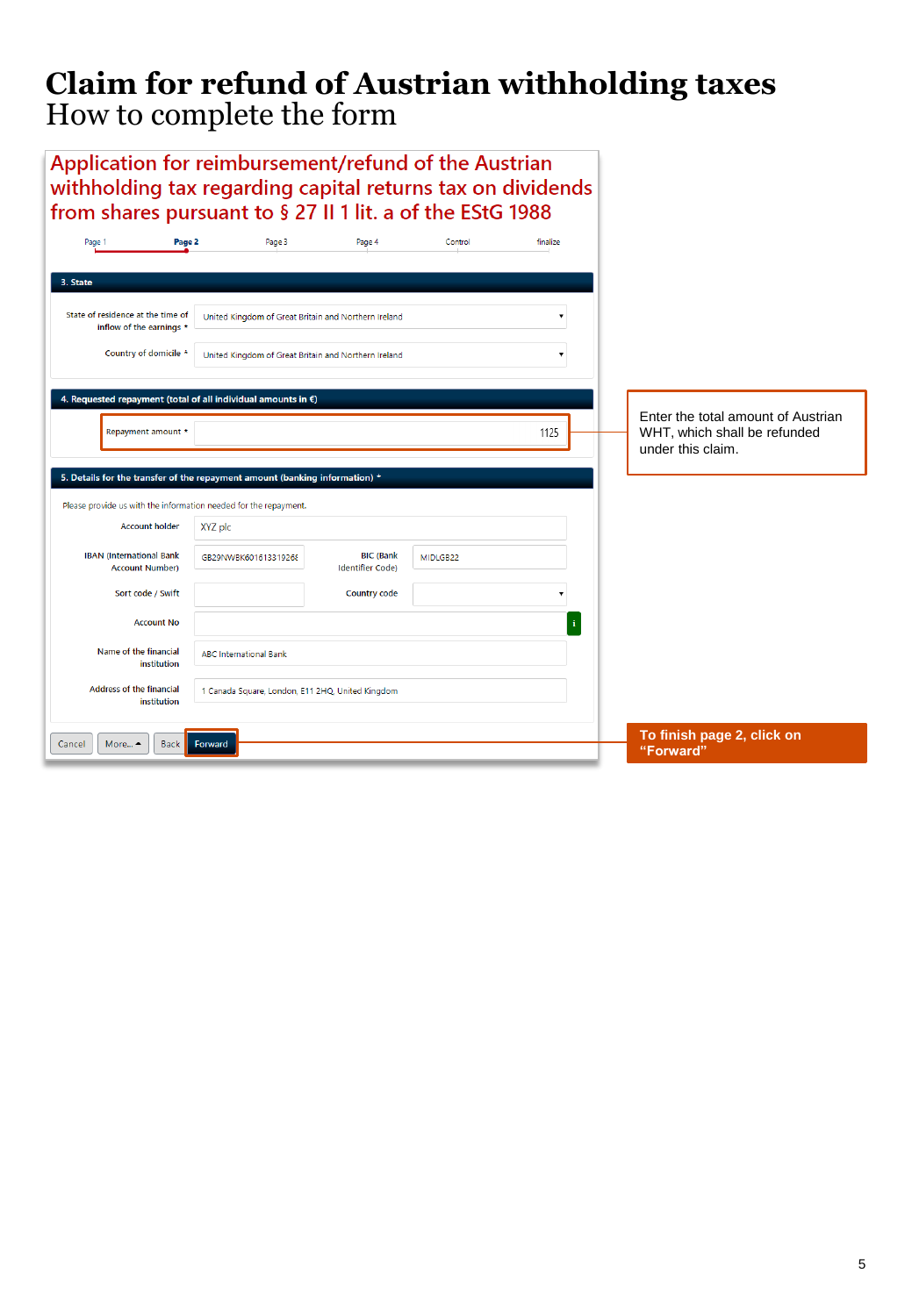# Claim for refund of Austrian withholding taxes

## How to complete the form

### Application for reimbursement/refund of the Austrian withholding tax regarding capital returns tax on dividends from shares pursuant to § 27 II 1 lit. a of the EStG 1988

Page 1 | **Page 2** | Page 3 | Page 4 | Control | finalize

**3. State**

| | |
|---|---|
| State of residence at the time of inflow of the earnings * | United Kingdom of Great Britain and Northern Ireland |
| Country of domicile * | United Kingdom of Great Britain and Northern Ireland |

**4. Requested repayment (total of all individual amounts in €)**

| | |
|---|---|
| Repayment amount * | 1125 |

Enter the total amount of Austrian WHT, which shall be refunded under this claim.

**5. Details for the transfer of the repayment amount (banking information) ***

Please provide us with the information needed for the repayment.

| | | | |
|---|---|---|---|
| Account holder | XYZ plc | | |
| IBAN (International Bank Account Number) | GB29NWBK60161331926 | BIC (Bank Identifier Code) | MIDLGB22 |
| Sort code / Swift | | Country code | |
| Account No | | | |
| Name of the financial institution | ABC International Bank | | |
| Address of the financial institution | 1 Canada Square, London, E11 2HQ, United Kingdom | | |

Cancel | More... | Back | Forward

**To finish page 2, click on "Forward"**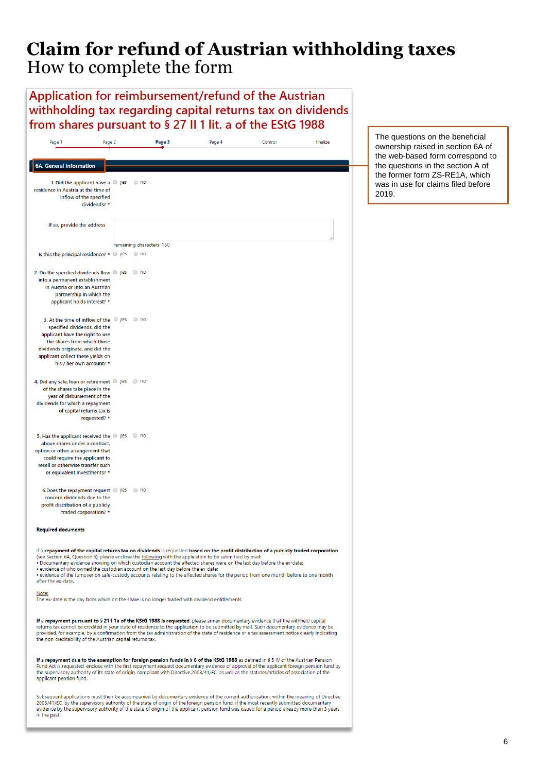# Claim for refund of Austrian withholding taxes

## How to complete the form

## Application for reimbursement/refund of the Austrian withholding tax regarding capital returns tax on dividends from shares pursuant to § 27 II 1 lit. a of the EStG 1988

Page 1 | Page 2 | **Page 3** | Page 4 | Control | finalize

> The questions on the beneficial ownership raised in section 6A of the web-based form correspond to the questions in the section A of the former form ZS-RE1A, which was in use for claims filed before 2019.

### 6A. General information

1. Did the applicant have a residence in Austria at the time of inflow of the specified dividends? * ◯ yes ◯ no

If so, provide the address

remaining characters: 150

Is this the principal residence? * ◯ yes ◯ no

2. Do the specified dividends flow into a permanent establishment in Austria or into an Austrian partnership in which the applicant holds interest? * ◯ yes ◯ no

3. At the time of inflow of the specified dividends, did the applicant have the right to use the shares from which those dividends originate, and did the applicant collect these yields on his / her own account? * ◯ yes ◯ no

4. Did any sale, loan or retirement of the shares take place in the year of disbursement of the dividends for which a repayment of capital returns tax is requested? * ◯ yes ◯ no

5. Has the applicant received the above shares under a contract, option or other arrangement that could require the applicant to resell or otherwise transfer such or equivalent investments? * ◯ yes ◯ no

6. Does the repayment request concern dividends due to the profit distribution of a publicly traded corporation? * ◯ yes ◯ no

**Required documents**

If a **repayment of the capital returns tax on dividends** is requested **based on the profit distribution of a publicly traded corporation** (see Section 6A, Question 6), please enclose the following with the application to be submitted by mail:
- Documentary evidence showing on which custodian account the affected shares were on the last day before the ex-date;
- evidence of who owned the custodian account on the last day before the ex-date;
- evidence of the turnover on safe-custody accounts relating to the affected shares for the period from one month before to one month after the ex-date.

Note:
The ex-date is the day from which on the share is no longer traded with dividend entitlements.

**If a repayment pursuant to § 21 I 1a of the KStG 1988 is requested**, please annex documentary evidence that the withheld capital returns tax cannot be credited in your state of residence to the application to be submitted by mail. Such documentary evidence may be provided, for example, by a confirmation from the tax administration of the state of residence or a tax assessment notice clearly indicating the non-creditability of the Austrian capital returns tax.

**If a repayment due to the exemption for foreign pension funds in § 6 of the KStG 1988** as defined in § 5 IV of the Austrian Pension Fund Act is requested, enclose with the first repayment request documentary evidence of approval of the applicant foreign pension fund by the supervisory authority of its state of origin, compliant with Directive 2003/41/EC, as well as the statutes/articles of association of the applicant pension fund.

Subsequent applications must then be accompanied by documentary evidence of the current authorisation, within the meaning of Directive 2003/41/EC, by the supervisory authority of the state of origin of the foreign pension fund, if the most recently submitted documentary evidence by the supervisory authority of the state of origin of the applicant pension fund was issued for a period already more than 3 years in the past.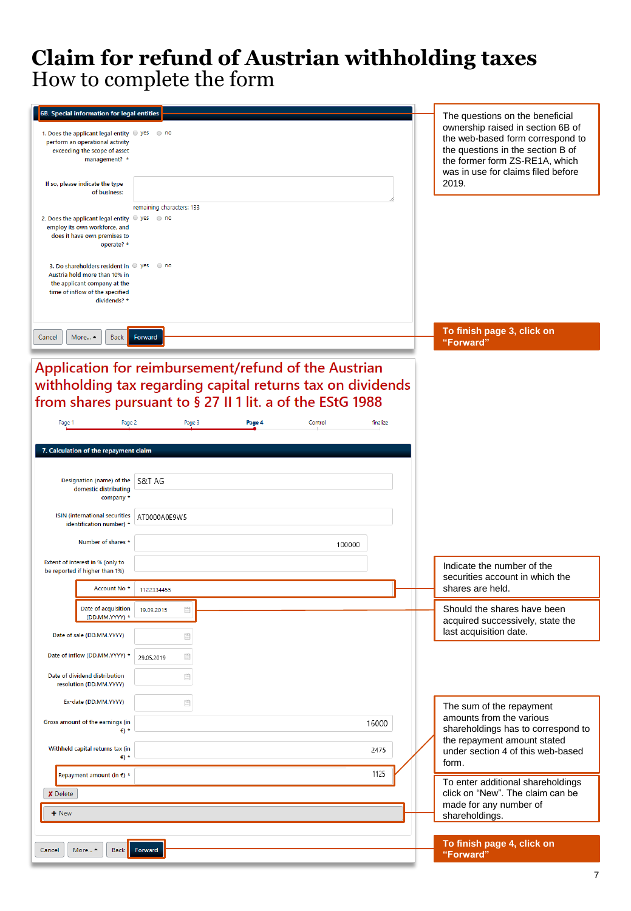# Claim for refund of Austrian withholding taxes

## How to complete the form

**6B. Special information for legal entities**

1. Does the applicant legal entity perform an operational activity exceeding the scope of asset management? * ○ yes ○ no

If so, please indicate the type of business:

remaining characters: 133

2. Does the applicant legal entity employ its own workforce, and does it have own premises to operate? * ○ yes ○ no

3. Do shareholders resident in Austria hold more than 10% in the applicant company at the time of inflow of the specified dividends? * ○ yes ○ no

Cancel | More... | Back | Forward

The questions on the beneficial ownership raised in section 6B of the web-based form correspond to the questions in the section B of the former form ZS-RE1A, which was in use for claims filed before 2019.

**To finish page 3, click on "Forward"**

**Application for reimbursement/refund of the Austrian withholding tax regarding capital returns tax on dividends from shares pursuant to § 27 II 1 lit. a of the EStG 1988**

Page 1 | Page 2 | Page 3 | **Page 4** | Control | finalize

**7. Calculation of the repayment claim**

| Field | Value |
|---|---|
| Designation (name) of the domestic distributing company * | S&T AG |
| ISIN (international securities identification number) * | AT0000A0E9W5 |
| Number of shares * | 100000 |
| Extent of interest in % (only to be reported if higher than 1%) | |
| Account No * | 1122334455 |
| Date of acquisition (DD.MM.YYYY) * | 19.09.2015 |
| Date of sale (DD.MM.YYYY) | |
| Date of inflow (DD.MM.YYYY) * | 29.05.2019 |
| Date of dividend distribution resolution (DD.MM.YYYY) | |
| Ex-date (DD.MM.YYYY) | |
| Gross amount of the earnings (in €) * | 16000 |
| Withheld capital returns tax (in €) * | 2475 |
| Repayment amount (in €) * | 1125 |

✗ Delete

+ New

Cancel | More... | Back | Forward

Indicate the number of the securities account in which the shares are held.

Should the shares have been acquired successively, state the last acquisition date.

The sum of the repayment amounts from the various shareholdings has to correspond to the repayment amount stated under section 4 of this web-based form.

To enter additional shareholdings click on "New". The claim can be made for any number of shareholdings.

**To finish page 4, click on "Forward"**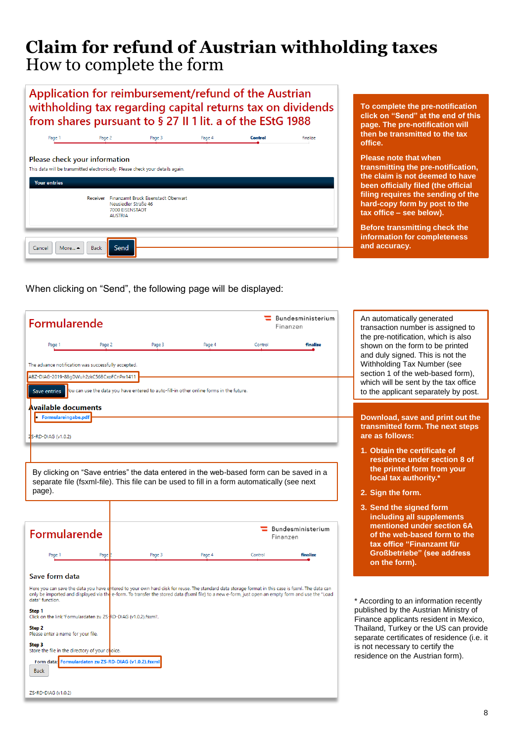# Claim for refund of Austrian withholding taxes

## How to complete the form

Application for reimbursement/refund of the Austrian withholding tax regarding capital returns tax on dividends from shares pursuant to § 27 II 1 lit. a of the EStG 1988

Page 1 | Page 2 | Page 3 | Page 4 | **Control** | finalize

Please check your information

This data will be transmitted electronically. Please check your details again.

**Your entries**

Receiver: Finanzamt Bruck Eisenstadt Oberwart
Neusiedler Straße 46
7000 EISENSTADT
AUSTRIA

Cancel | More... | Back | **Send**

**To complete the pre-notification click on "Send" at the end of this page. The pre-notification will then be transmitted to the tax office.**

**Please note that when transmitting the pre-notification, the claim is not deemed to have been officially filed (the official filing requires the sending of the hard-copy form by post to the tax office – see below).**

**Before transmitting check the information for completeness and accuracy.**

When clicking on "Send", the following page will be displayed:

Formularende — Bundesministerium Finanzen

Page 1 | Page 2 | Page 3 | Page 4 | Control | **finalize**

The advance notification was successfully accepted.

ABZ-DIAG-2019-88gDWuh2zkC56BCxoFCnPw1411

Save entries — You can use the data you have entered to auto-fill-in other online forms in the future.

**Available documents**

- Formulareingabe.pdf

ZS-RD-DIAG (v1.0.2)

An automatically generated transaction number is assigned to the pre-notification, which is also shown on the form to be printed and duly signed. This is not the Withholding Tax Number (see section 1 of the web-based form), which will be sent by the tax office to the applicant separately by post.

**Download, save and print out the transmitted form. The next steps are as follows:**

1. **Obtain the certificate of residence under section 8 of the printed form from your local tax authority.***
2. **Sign the form.**
3. **Send the signed form including all supplements mentioned under section 6A of the web-based form to the tax office "Finanzamt für Großbetriebe" (see address on the form).**

By clicking on "Save entries" the data entered in the web-based form can be saved in a separate file (fsxml-file). This file can be used to fill in a form automatically (see next page).

Formularende — Bundesministerium Finanzen

Page 1 | Page 2 | Page 3 | Page 4 | Control | **finalize**

Save form data

Here you can save the data you have entered to your own hard disk for reuse. The standard data storage format in this case is fsxml. The data can only be imported and displayed via the e-form. To transfer the stored data (fsxml file) to a new e-form, just open an empty form and use the "Load data" function.

**Step 1**
Click on the link 'Formulardaten zu ZS-RD-DIAG (v1.0.2).fsxml'.

**Step 2**
Please enter a name for your file.

**Step 3**
Store the file in the directory of your choice.

Form data: Formulardaten zu ZS-RD-DIAG (v1.0.2).fsxml

Back

ZS-RD-DIAG (v1.0.2)

\* According to an information recently published by the Austrian Ministry of Finance applicants resident in Mexico, Thailand, Turkey or the US can provide separate certificates of residence (i.e. it is not necessary to certify the residence on the Austrian form).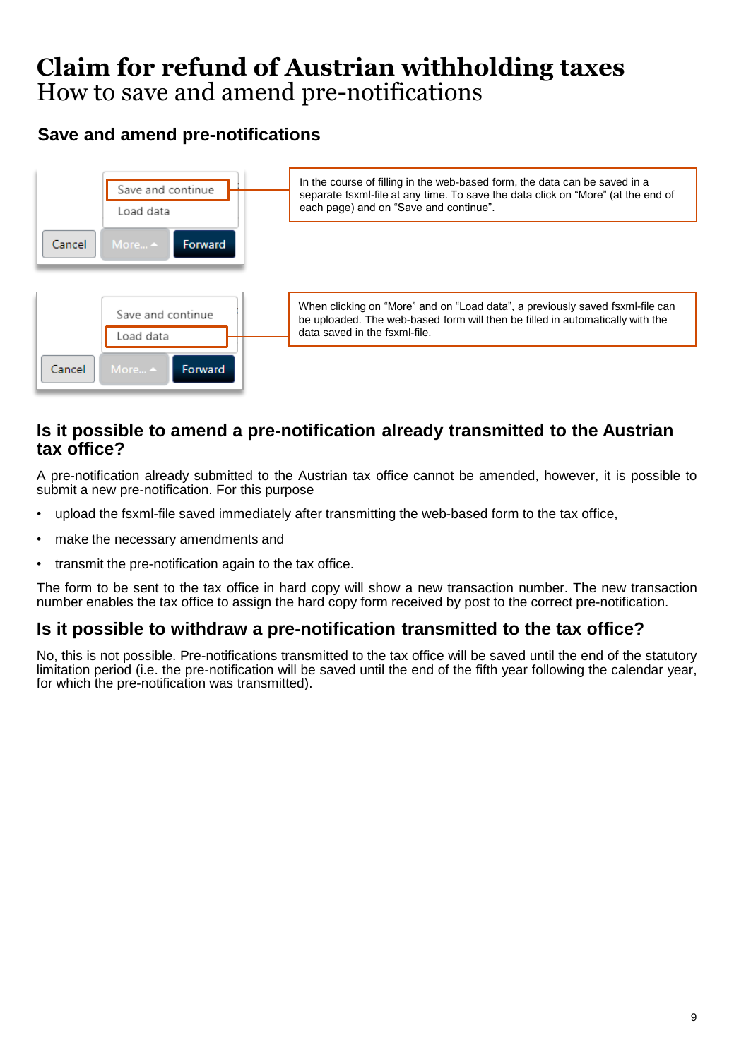# Claim for refund of Austrian withholding taxes

How to save and amend pre-notifications

## Save and amend pre-notifications

In the course of filling in the web-based form, the data can be saved in a separate fsxml-file at any time. To save the data click on "More" (at the end of each page) and on "Save and continue".

When clicking on "More" and on "Load data", a previously saved fsxml-file can be uploaded. The web-based form will then be filled in automatically with the data saved in the fsxml-file.

## Is it possible to amend a pre-notification already transmitted to the Austrian tax office?

A pre-notification already submitted to the Austrian tax office cannot be amended, however, it is possible to submit a new pre-notification. For this purpose

- upload the fsxml-file saved immediately after transmitting the web-based form to the tax office,
- make the necessary amendments and
- transmit the pre-notification again to the tax office.

The form to be sent to the tax office in hard copy will show a new transaction number. The new transaction number enables the tax office to assign the hard copy form received by post to the correct pre-notification.

## Is it possible to withdraw a pre-notification transmitted to the tax office?

No, this is not possible. Pre-notifications transmitted to the tax office will be saved until the end of the statutory limitation period (i.e. the pre-notification will be saved until the end of the fifth year following the calendar year, for which the pre-notification was transmitted).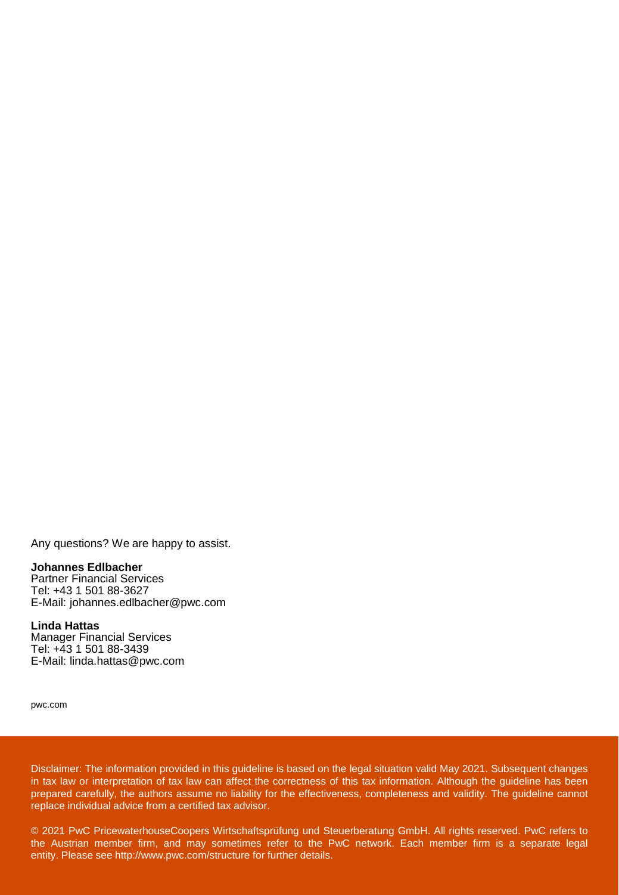Any questions? We are happy to assist.

**Johannes Edlbacher**
Partner Financial Services
Tel: +43 1 501 88-3627
E-Mail: johannes.edlbacher@pwc.com

**Linda Hattas**
Manager Financial Services
Tel: +43 1 501 88-3439
E-Mail: linda.hattas@pwc.com

pwc.com

Disclaimer: The information provided in this guideline is based on the legal situation valid May 2021. Subsequent changes in tax law or interpretation of tax law can affect the correctness of this tax information. Although the guideline has been prepared carefully, the authors assume no liability for the effectiveness, completeness and validity. The guideline cannot replace individual advice from a certified tax advisor.

© 2021 PwC PricewaterhouseCoopers Wirtschaftsprüfung und Steuerberatung GmbH. All rights reserved. PwC refers to the Austrian member firm, and may sometimes refer to the PwC network. Each member firm is a separate legal entity. Please see http://www.pwc.com/structure for further details.